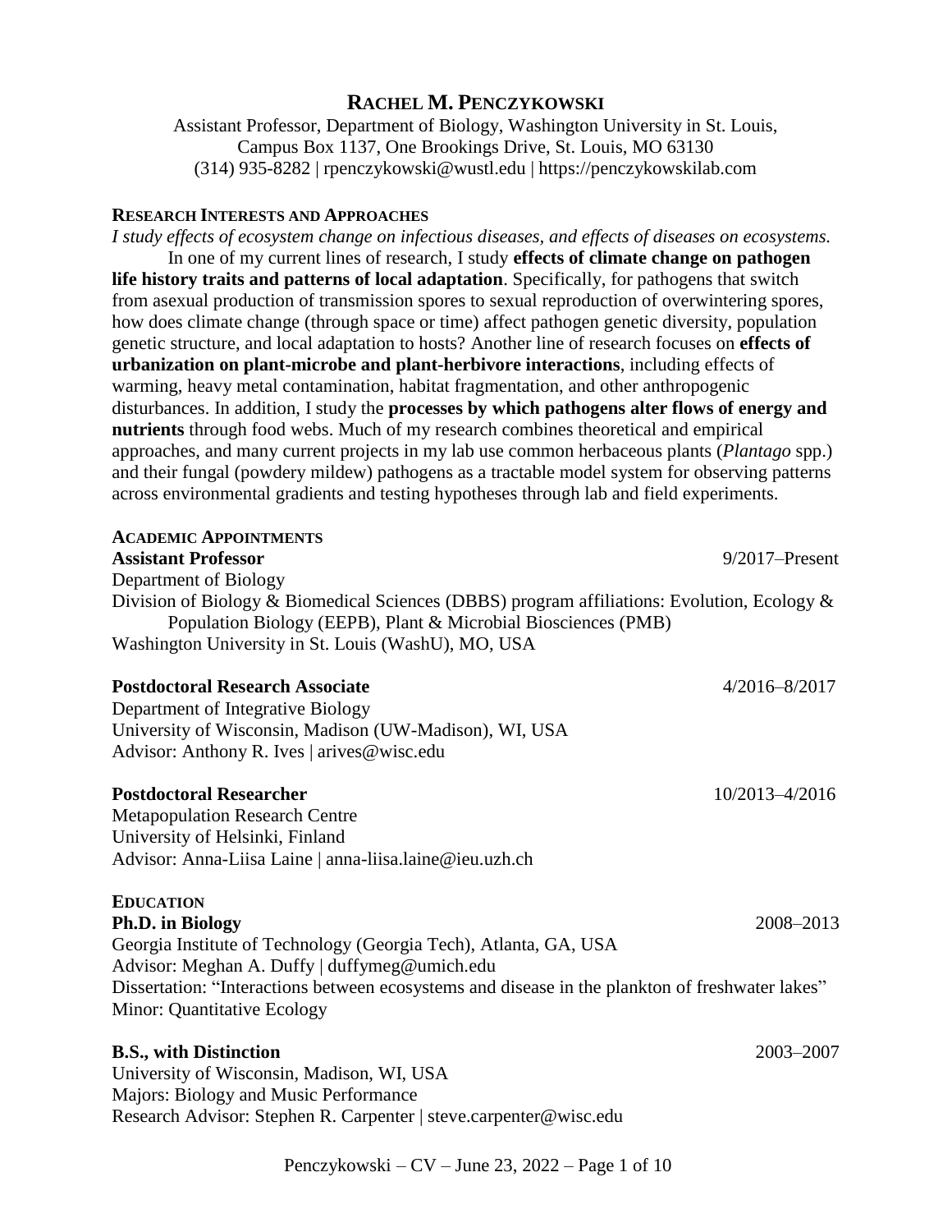# RACHEL M. PENCZYKOWSKI

Assistant Professor, Department of Biology, Washington University in St. Louis,
Campus Box 1137, One Brookings Drive, St. Louis, MO 63130
(314) 935-8282 | rpenczykowski@wustl.edu | https://penczykowskilab.com

## RESEARCH INTERESTS AND APPROACHES

*I study effects of ecosystem change on infectious diseases, and effects of diseases on ecosystems.*

In one of my current lines of research, I study **effects of climate change on pathogen life history traits and patterns of local adaptation**. Specifically, for pathogens that switch from asexual production of transmission spores to sexual reproduction of overwintering spores, how does climate change (through space or time) affect pathogen genetic diversity, population genetic structure, and local adaptation to hosts? Another line of research focuses on **effects of urbanization on plant-microbe and plant-herbivore interactions**, including effects of warming, heavy metal contamination, habitat fragmentation, and other anthropogenic disturbances. In addition, I study the **processes by which pathogens alter flows of energy and nutrients** through food webs. Much of my research combines theoretical and empirical approaches, and many current projects in my lab use common herbaceous plants (*Plantago* spp.) and their fungal (powdery mildew) pathogens as a tractable model system for observing patterns across environmental gradients and testing hypotheses through lab and field experiments.

## ACADEMIC APPOINTMENTS

**Assistant Professor** 9/2017–Present
Department of Biology
Division of Biology & Biomedical Sciences (DBBS) program affiliations: Evolution, Ecology & Population Biology (EEPB), Plant & Microbial Biosciences (PMB)
Washington University in St. Louis (WashU), MO, USA

**Postdoctoral Research Associate** 4/2016–8/2017
Department of Integrative Biology
University of Wisconsin, Madison (UW-Madison), WI, USA
Advisor: Anthony R. Ives | arives@wisc.edu

**Postdoctoral Researcher** 10/2013–4/2016
Metapopulation Research Centre
University of Helsinki, Finland
Advisor: Anna-Liisa Laine | anna-liisa.laine@ieu.uzh.ch

## EDUCATION

**Ph.D. in Biology** 2008–2013
Georgia Institute of Technology (Georgia Tech), Atlanta, GA, USA
Advisor: Meghan A. Duffy | duffymeg@umich.edu
Dissertation: "Interactions between ecosystems and disease in the plankton of freshwater lakes"
Minor: Quantitative Ecology

**B.S., with Distinction** 2003–2007
University of Wisconsin, Madison, WI, USA
Majors: Biology and Music Performance
Research Advisor: Stephen R. Carpenter | steve.carpenter@wisc.edu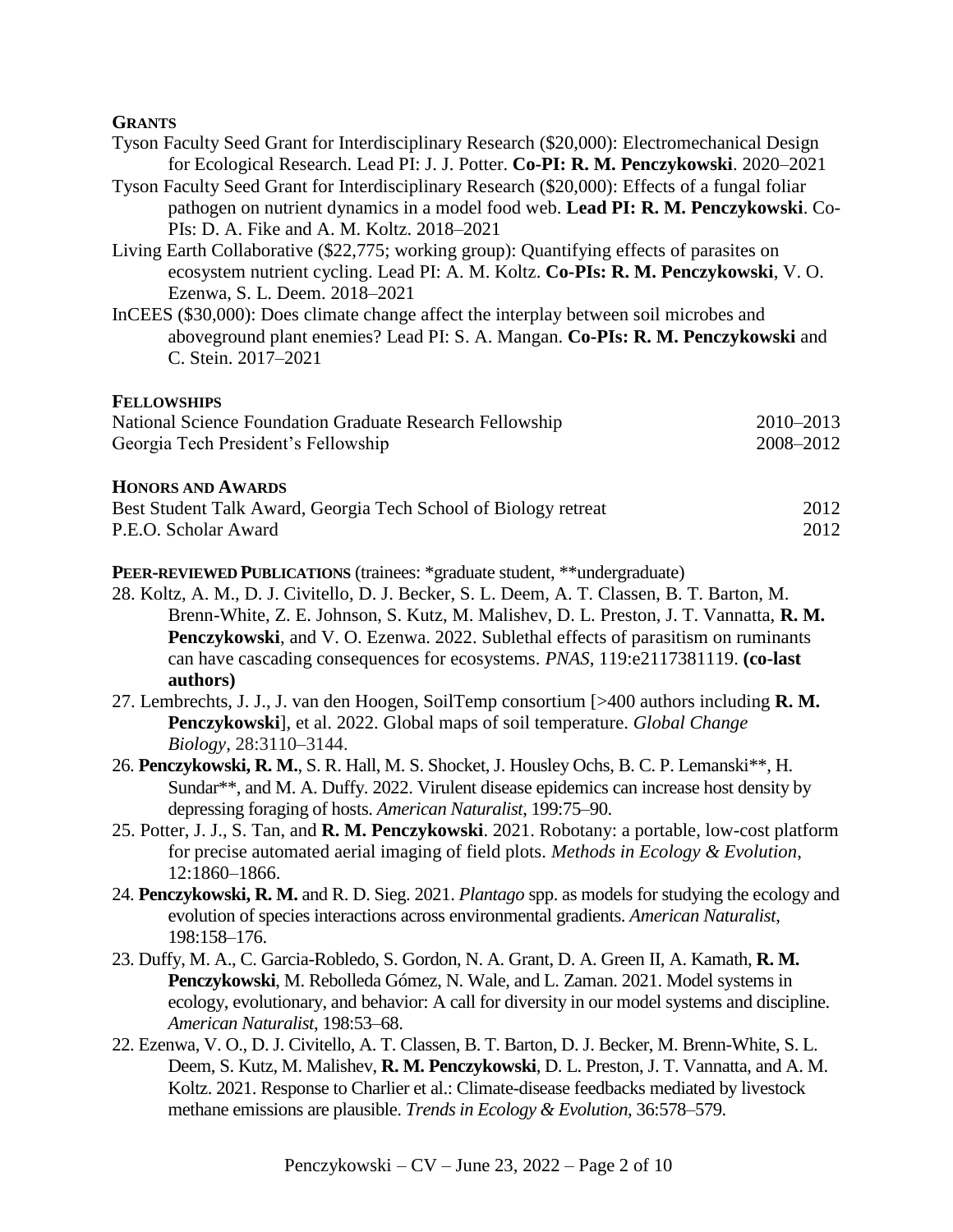## GRANTS

Tyson Faculty Seed Grant for Interdisciplinary Research ($20,000): Electromechanical Design for Ecological Research. Lead PI: J. J. Potter. **Co-PI: R. M. Penczykowski**. 2020–2021

Tyson Faculty Seed Grant for Interdisciplinary Research ($20,000): Effects of a fungal foliar pathogen on nutrient dynamics in a model food web. **Lead PI: R. M. Penczykowski**. Co-PIs: D. A. Fike and A. M. Koltz. 2018–2021

Living Earth Collaborative ($22,775; working group): Quantifying effects of parasites on ecosystem nutrient cycling. Lead PI: A. M. Koltz. **Co-PIs: R. M. Penczykowski**, V. O. Ezenwa, S. L. Deem. 2018–2021

InCEES ($30,000): Does climate change affect the interplay between soil microbes and aboveground plant enemies? Lead PI: S. A. Mangan. **Co-PIs: R. M. Penczykowski** and C. Stein. 2017–2021

## FELLOWSHIPS

National Science Foundation Graduate Research Fellowship 2010–2013

Georgia Tech President's Fellowship 2008–2012

## HONORS AND AWARDS

Best Student Talk Award, Georgia Tech School of Biology retreat 2012

P.E.O. Scholar Award 2012

## PEER-REVIEWED PUBLICATIONS (trainees: *graduate student, **undergraduate)

28. Koltz, A. M., D. J. Civitello, D. J. Becker, S. L. Deem, A. T. Classen, B. T. Barton, M. Brenn-White, Z. E. Johnson, S. Kutz, M. Malishev, D. L. Preston, J. T. Vannatta, **R. M. Penczykowski**, and V. O. Ezenwa. 2022. Sublethal effects of parasitism on ruminants can have cascading consequences for ecosystems. *PNAS*, 119:e2117381119. **(co-last authors)**

27. Lembrechts, J. J., J. van den Hoogen, SoilTemp consortium [>400 authors including **R. M. Penczykowski**], et al. 2022. Global maps of soil temperature. *Global Change Biology*, 28:3110–3144.

26. **Penczykowski, R. M.**, S. R. Hall, M. S. Shocket, J. Housley Ochs, B. C. P. Lemanski**, H. Sundar**, and M. A. Duffy. 2022. Virulent disease epidemics can increase host density by depressing foraging of hosts. *American Naturalist*, 199:75–90.

25. Potter, J. J., S. Tan, and **R. M. Penczykowski**. 2021. Robotany: a portable, low-cost platform for precise automated aerial imaging of field plots. *Methods in Ecology & Evolution*, 12:1860–1866.

24. **Penczykowski, R. M.** and R. D. Sieg. 2021. *Plantago* spp. as models for studying the ecology and evolution of species interactions across environmental gradients. *American Naturalist*, 198:158–176.

23. Duffy, M. A., C. Garcia-Robledo, S. Gordon, N. A. Grant, D. A. Green II, A. Kamath, **R. M. Penczykowski**, M. Rebolleda Gómez, N. Wale, and L. Zaman. 2021. Model systems in ecology, evolutionary, and behavior: A call for diversity in our model systems and discipline. *American Naturalist*, 198:53–68.

22. Ezenwa, V. O., D. J. Civitello, A. T. Classen, B. T. Barton, D. J. Becker, M. Brenn-White, S. L. Deem, S. Kutz, M. Malishev, **R. M. Penczykowski**, D. L. Preston, J. T. Vannatta, and A. M. Koltz. 2021. Response to Charlier et al.: Climate-disease feedbacks mediated by livestock methane emissions are plausible. *Trends in Ecology & Evolution*, 36:578–579.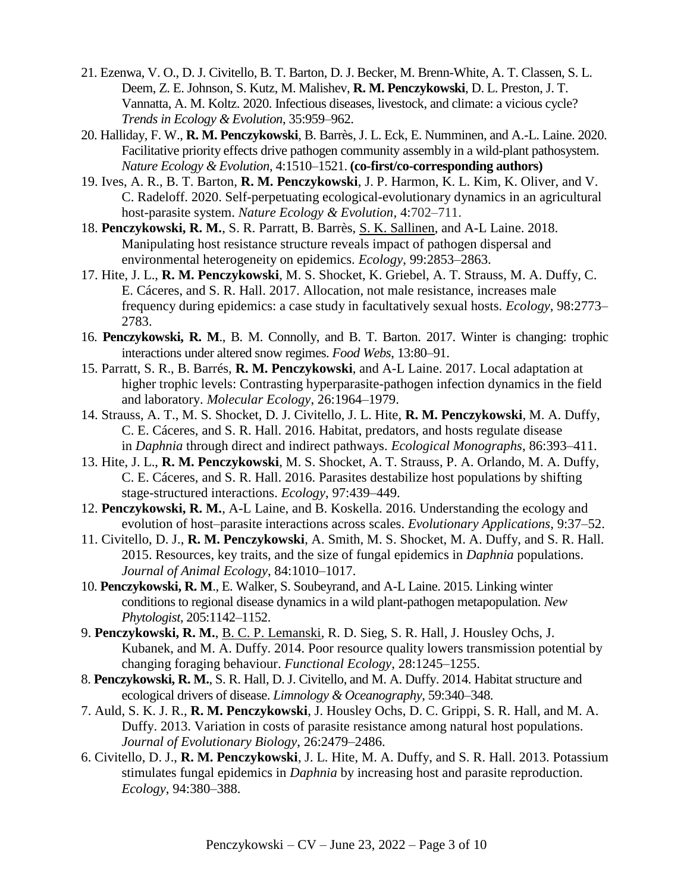21. Ezenwa, V. O., D. J. Civitello, B. T. Barton, D. J. Becker, M. Brenn-White, A. T. Classen, S. L. Deem, Z. E. Johnson, S. Kutz, M. Malishev, **R. M. Penczykowski**, D. L. Preston, J. T. Vannatta, A. M. Koltz. 2020. Infectious diseases, livestock, and climate: a vicious cycle? *Trends in Ecology & Evolution*, 35:959–962.
20. Halliday, F. W., **R. M. Penczykowski**, B. Barrès, J. L. Eck, E. Numminen, and A.-L. Laine. 2020. Facilitative priority effects drive pathogen community assembly in a wild-plant pathosystem. *Nature Ecology & Evolution*, 4:1510–1521. **(co-first/co-corresponding authors)**
19. Ives, A. R., B. T. Barton, **R. M. Penczykowski**, J. P. Harmon, K. L. Kim, K. Oliver, and V. C. Radeloff. 2020. Self-perpetuating ecological-evolutionary dynamics in an agricultural host-parasite system. *Nature Ecology & Evolution*, 4:702–711.
18. **Penczykowski, R. M.**, S. R. Parratt, B. Barrès, S. K. Sallinen, and A-L Laine. 2018. Manipulating host resistance structure reveals impact of pathogen dispersal and environmental heterogeneity on epidemics. *Ecology*, 99:2853–2863.
17. Hite, J. L., **R. M. Penczykowski**, M. S. Shocket, K. Griebel, A. T. Strauss, M. A. Duffy, C. E. Cáceres, and S. R. Hall. 2017. Allocation, not male resistance, increases male frequency during epidemics: a case study in facultatively sexual hosts. *Ecology*, 98:2773–2783.
16. **Penczykowski, R. M**., B. M. Connolly, and B. T. Barton. 2017. Winter is changing: trophic interactions under altered snow regimes. *Food Webs*, 13:80–91.
15. Parratt, S. R., B. Barrés, **R. M. Penczykowski**, and A-L Laine. 2017. Local adaptation at higher trophic levels: Contrasting hyperparasite-pathogen infection dynamics in the field and laboratory. *Molecular Ecology*, 26:1964–1979.
14. Strauss, A. T., M. S. Shocket, D. J. Civitello, J. L. Hite, **R. M. Penczykowski**, M. A. Duffy, C. E. Cáceres, and S. R. Hall. 2016. Habitat, predators, and hosts regulate disease in *Daphnia* through direct and indirect pathways. *Ecological Monographs*, 86:393–411.
13. Hite, J. L., **R. M. Penczykowski**, M. S. Shocket, A. T. Strauss, P. A. Orlando, M. A. Duffy, C. E. Cáceres, and S. R. Hall. 2016. Parasites destabilize host populations by shifting stage-structured interactions. *Ecology*, 97:439–449.
12. **Penczykowski, R. M.**, A-L Laine, and B. Koskella. 2016. Understanding the ecology and evolution of host–parasite interactions across scales. *Evolutionary Applications*, 9:37–52.
11. Civitello, D. J., **R. M. Penczykowski**, A. Smith, M. S. Shocket, M. A. Duffy, and S. R. Hall. 2015. Resources, key traits, and the size of fungal epidemics in *Daphnia* populations. *Journal of Animal Ecology*, 84:1010–1017.
10. **Penczykowski, R. M**., E. Walker, S. Soubeyrand, and A-L Laine. 2015. Linking winter conditions to regional disease dynamics in a wild plant-pathogen metapopulation. *New Phytologist*, 205:1142–1152.
9. **Penczykowski, R. M.**, B. C. P. Lemanski, R. D. Sieg, S. R. Hall, J. Housley Ochs, J. Kubanek, and M. A. Duffy. 2014. Poor resource quality lowers transmission potential by changing foraging behaviour. *Functional Ecology*, 28:1245–1255.
8. **Penczykowski, R. M.**, S. R. Hall, D. J. Civitello, and M. A. Duffy. 2014. Habitat structure and ecological drivers of disease. *Limnology & Oceanography*, 59:340–348.
7. Auld, S. K. J. R., **R. M. Penczykowski**, J. Housley Ochs, D. C. Grippi, S. R. Hall, and M. A. Duffy. 2013. Variation in costs of parasite resistance among natural host populations. *Journal of Evolutionary Biology*, 26:2479–2486.
6. Civitello, D. J., **R. M. Penczykowski**, J. L. Hite, M. A. Duffy, and S. R. Hall. 2013. Potassium stimulates fungal epidemics in *Daphnia* by increasing host and parasite reproduction. *Ecology*, 94:380–388.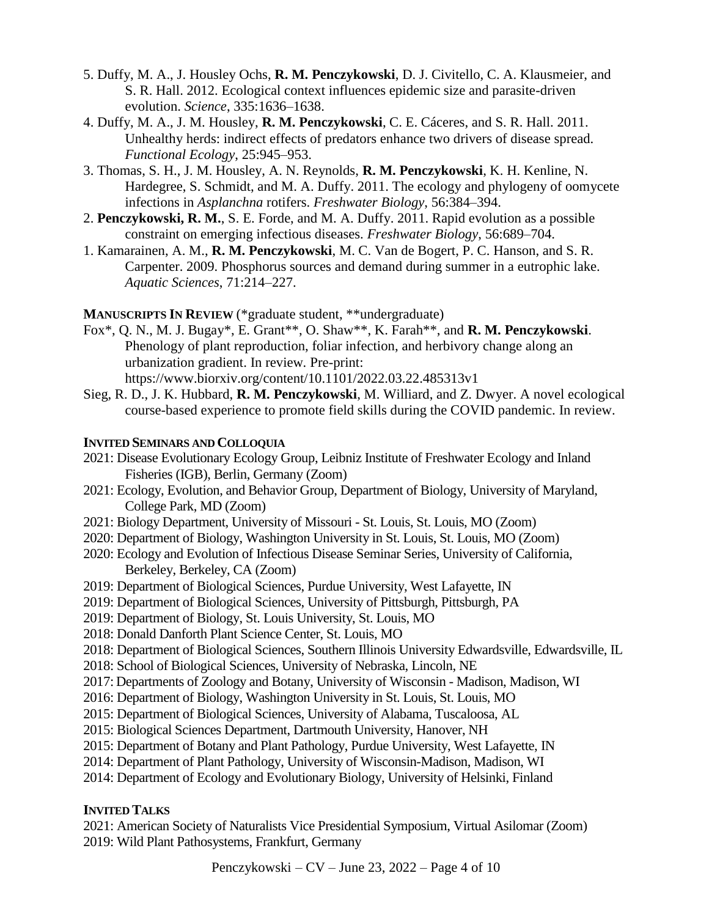5. Duffy, M. A., J. Housley Ochs, **R. M. Penczykowski**, D. J. Civitello, C. A. Klausmeier, and S. R. Hall. 2012. Ecological context influences epidemic size and parasite-driven evolution. *Science*, 335:1636–1638.

4. Duffy, M. A., J. M. Housley, **R. M. Penczykowski**, C. E. Cáceres, and S. R. Hall. 2011. Unhealthy herds: indirect effects of predators enhance two drivers of disease spread. *Functional Ecology*, 25:945–953.

3. Thomas, S. H., J. M. Housley, A. N. Reynolds, **R. M. Penczykowski**, K. H. Kenline, N. Hardegree, S. Schmidt, and M. A. Duffy. 2011. The ecology and phylogeny of oomycete infections in *Asplanchna* rotifers. *Freshwater Biology*, 56:384–394.

2. **Penczykowski, R. M.**, S. E. Forde, and M. A. Duffy. 2011. Rapid evolution as a possible constraint on emerging infectious diseases. *Freshwater Biology*, 56:689–704.

1. Kamarainen, A. M., **R. M. Penczykowski**, M. C. Van de Bogert, P. C. Hanson, and S. R. Carpenter. 2009. Phosphorus sources and demand during summer in a eutrophic lake. *Aquatic Sciences*, 71:214–227.

**MANUSCRIPTS IN REVIEW** (*graduate student, **undergraduate)

Fox*, Q. N., M. J. Bugay*, E. Grant**, O. Shaw**, K. Farah**, and **R. M. Penczykowski**. Phenology of plant reproduction, foliar infection, and herbivory change along an urbanization gradient. In review. Pre-print: https://www.biorxiv.org/content/10.1101/2022.03.22.485313v1

Sieg, R. D., J. K. Hubbard, **R. M. Penczykowski**, M. Williard, and Z. Dwyer. A novel ecological course-based experience to promote field skills during the COVID pandemic. In review.

**INVITED SEMINARS AND COLLOQUIA**

2021: Disease Evolutionary Ecology Group, Leibniz Institute of Freshwater Ecology and Inland Fisheries (IGB), Berlin, Germany (Zoom)
2021: Ecology, Evolution, and Behavior Group, Department of Biology, University of Maryland, College Park, MD (Zoom)
2021: Biology Department, University of Missouri - St. Louis, St. Louis, MO (Zoom)
2020: Department of Biology, Washington University in St. Louis, St. Louis, MO (Zoom)
2020: Ecology and Evolution of Infectious Disease Seminar Series, University of California, Berkeley, Berkeley, CA (Zoom)
2019: Department of Biological Sciences, Purdue University, West Lafayette, IN
2019: Department of Biological Sciences, University of Pittsburgh, Pittsburgh, PA
2019: Department of Biology, St. Louis University, St. Louis, MO
2018: Donald Danforth Plant Science Center, St. Louis, MO
2018: Department of Biological Sciences, Southern Illinois University Edwardsville, Edwardsville, IL
2018: School of Biological Sciences, University of Nebraska, Lincoln, NE
2017: Departments of Zoology and Botany, University of Wisconsin - Madison, Madison, WI
2016: Department of Biology, Washington University in St. Louis, St. Louis, MO
2015: Department of Biological Sciences, University of Alabama, Tuscaloosa, AL
2015: Biological Sciences Department, Dartmouth University, Hanover, NH
2015: Department of Botany and Plant Pathology, Purdue University, West Lafayette, IN
2014: Department of Plant Pathology, University of Wisconsin-Madison, Madison, WI
2014: Department of Ecology and Evolutionary Biology, University of Helsinki, Finland

**INVITED TALKS**

2021: American Society of Naturalists Vice Presidential Symposium, Virtual Asilomar (Zoom)
2019: Wild Plant Pathosystems, Frankfurt, Germany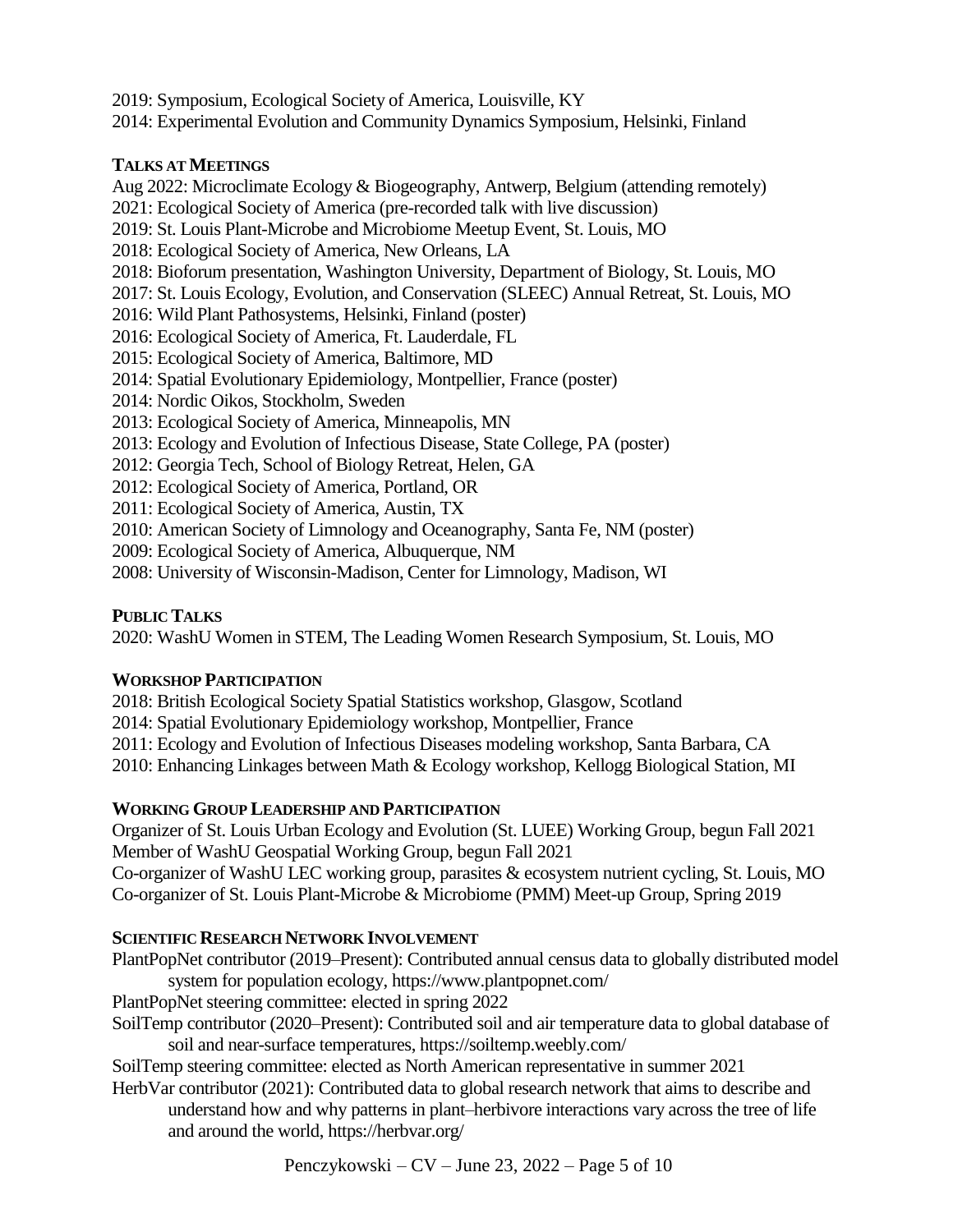2019: Symposium, Ecological Society of America, Louisville, KY
2014: Experimental Evolution and Community Dynamics Symposium, Helsinki, Finland

#### TALKS AT MEETINGS

Aug 2022: Microclimate Ecology & Biogeography, Antwerp, Belgium (attending remotely)
2021: Ecological Society of America (pre-recorded talk with live discussion)
2019: St. Louis Plant-Microbe and Microbiome Meetup Event, St. Louis, MO
2018: Ecological Society of America, New Orleans, LA
2018: Bioforum presentation, Washington University, Department of Biology, St. Louis, MO
2017: St. Louis Ecology, Evolution, and Conservation (SLEEC) Annual Retreat, St. Louis, MO
2016: Wild Plant Pathosystems, Helsinki, Finland (poster)
2016: Ecological Society of America, Ft. Lauderdale, FL
2015: Ecological Society of America, Baltimore, MD
2014: Spatial Evolutionary Epidemiology, Montpellier, France (poster)
2014: Nordic Oikos, Stockholm, Sweden
2013: Ecological Society of America, Minneapolis, MN
2013: Ecology and Evolution of Infectious Disease, State College, PA (poster)
2012: Georgia Tech, School of Biology Retreat, Helen, GA
2012: Ecological Society of America, Portland, OR
2011: Ecological Society of America, Austin, TX
2010: American Society of Limnology and Oceanography, Santa Fe, NM (poster)
2009: Ecological Society of America, Albuquerque, NM
2008: University of Wisconsin-Madison, Center for Limnology, Madison, WI

#### PUBLIC TALKS

2020: WashU Women in STEM, The Leading Women Research Symposium, St. Louis, MO

#### WORKSHOP PARTICIPATION

2018: British Ecological Society Spatial Statistics workshop, Glasgow, Scotland
2014: Spatial Evolutionary Epidemiology workshop, Montpellier, France
2011: Ecology and Evolution of Infectious Diseases modeling workshop, Santa Barbara, CA
2010: Enhancing Linkages between Math & Ecology workshop, Kellogg Biological Station, MI

#### WORKING GROUP LEADERSHIP AND PARTICIPATION

Organizer of St. Louis Urban Ecology and Evolution (St. LUEE) Working Group, begun Fall 2021
Member of WashU Geospatial Working Group, begun Fall 2021
Co-organizer of WashU LEC working group, parasites & ecosystem nutrient cycling, St. Louis, MO
Co-organizer of St. Louis Plant-Microbe & Microbiome (PMM) Meet-up Group, Spring 2019

#### SCIENTIFIC RESEARCH NETWORK INVOLVEMENT

PlantPopNet contributor (2019–Present): Contributed annual census data to globally distributed model system for population ecology, https://www.plantpopnet.com/

PlantPopNet steering committee: elected in spring 2022

SoilTemp contributor (2020–Present): Contributed soil and air temperature data to global database of soil and near-surface temperatures, https://soiltemp.weebly.com/

SoilTemp steering committee: elected as North American representative in summer 2021

HerbVar contributor (2021): Contributed data to global research network that aims to describe and understand how and why patterns in plant–herbivore interactions vary across the tree of life and around the world, https://herbvar.org/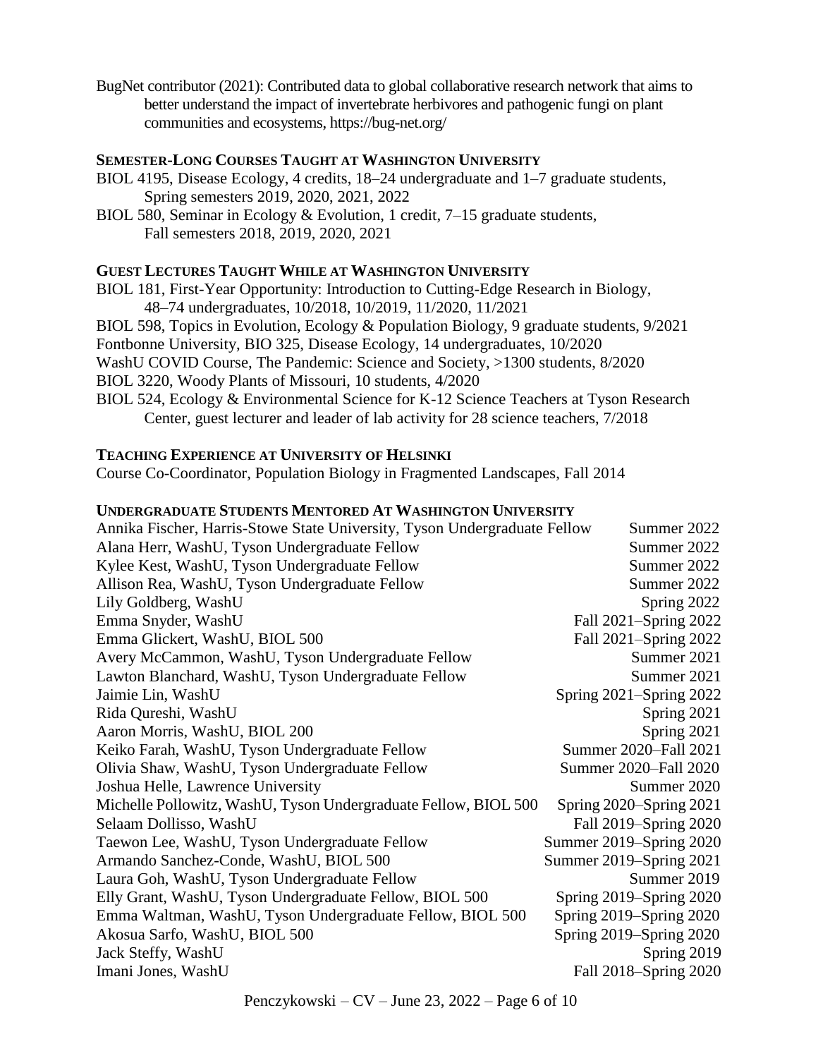BugNet contributor (2021): Contributed data to global collaborative research network that aims to better understand the impact of invertebrate herbivores and pathogenic fungi on plant communities and ecosystems, https://bug-net.org/

### SEMESTER-LONG COURSES TAUGHT AT WASHINGTON UNIVERSITY

BIOL 4195, Disease Ecology, 4 credits, 18–24 undergraduate and 1–7 graduate students, Spring semesters 2019, 2020, 2021, 2022

BIOL 580, Seminar in Ecology & Evolution, 1 credit, 7–15 graduate students, Fall semesters 2018, 2019, 2020, 2021

### GUEST LECTURES TAUGHT WHILE AT WASHINGTON UNIVERSITY

BIOL 181, First-Year Opportunity: Introduction to Cutting-Edge Research in Biology, 48–74 undergraduates, 10/2018, 10/2019, 11/2020, 11/2021

BIOL 598, Topics in Evolution, Ecology & Population Biology, 9 graduate students, 9/2021

Fontbonne University, BIO 325, Disease Ecology, 14 undergraduates, 10/2020

WashU COVID Course, The Pandemic: Science and Society, >1300 students, 8/2020

BIOL 3220, Woody Plants of Missouri, 10 students, 4/2020

BIOL 524, Ecology & Environmental Science for K-12 Science Teachers at Tyson Research Center, guest lecturer and leader of lab activity for 28 science teachers, 7/2018

### TEACHING EXPERIENCE AT UNIVERSITY OF HELSINKI

Course Co-Coordinator, Population Biology in Fragmented Landscapes, Fall 2014

### UNDERGRADUATE STUDENTS MENTORED AT WASHINGTON UNIVERSITY

| Student | Period |
|---|---|
| Annika Fischer, Harris-Stowe State University, Tyson Undergraduate Fellow | Summer 2022 |
| Alana Herr, WashU, Tyson Undergraduate Fellow | Summer 2022 |
| Kylee Kest, WashU, Tyson Undergraduate Fellow | Summer 2022 |
| Allison Rea, WashU, Tyson Undergraduate Fellow | Summer 2022 |
| Lily Goldberg, WashU | Spring 2022 |
| Emma Snyder, WashU | Fall 2021–Spring 2022 |
| Emma Glickert, WashU, BIOL 500 | Fall 2021–Spring 2022 |
| Avery McCammon, WashU, Tyson Undergraduate Fellow | Summer 2021 |
| Lawton Blanchard, WashU, Tyson Undergraduate Fellow | Summer 2021 |
| Jaimie Lin, WashU | Spring 2021–Spring 2022 |
| Rida Qureshi, WashU | Spring 2021 |
| Aaron Morris, WashU, BIOL 200 | Spring 2021 |
| Keiko Farah, WashU, Tyson Undergraduate Fellow | Summer 2020–Fall 2021 |
| Olivia Shaw, WashU, Tyson Undergraduate Fellow | Summer 2020–Fall 2020 |
| Joshua Helle, Lawrence University | Summer 2020 |
| Michelle Pollowitz, WashU, Tyson Undergraduate Fellow, BIOL 500 | Spring 2020–Spring 2021 |
| Selaam Dollisso, WashU | Fall 2019–Spring 2020 |
| Taewon Lee, WashU, Tyson Undergraduate Fellow | Summer 2019–Spring 2020 |
| Armando Sanchez-Conde, WashU, BIOL 500 | Summer 2019–Spring 2021 |
| Laura Goh, WashU, Tyson Undergraduate Fellow | Summer 2019 |
| Elly Grant, WashU, Tyson Undergraduate Fellow, BIOL 500 | Spring 2019–Spring 2020 |
| Emma Waltman, WashU, Tyson Undergraduate Fellow, BIOL 500 | Spring 2019–Spring 2020 |
| Akosua Sarfo, WashU, BIOL 500 | Spring 2019–Spring 2020 |
| Jack Steffy, WashU | Spring 2019 |
| Imani Jones, WashU | Fall 2018–Spring 2020 |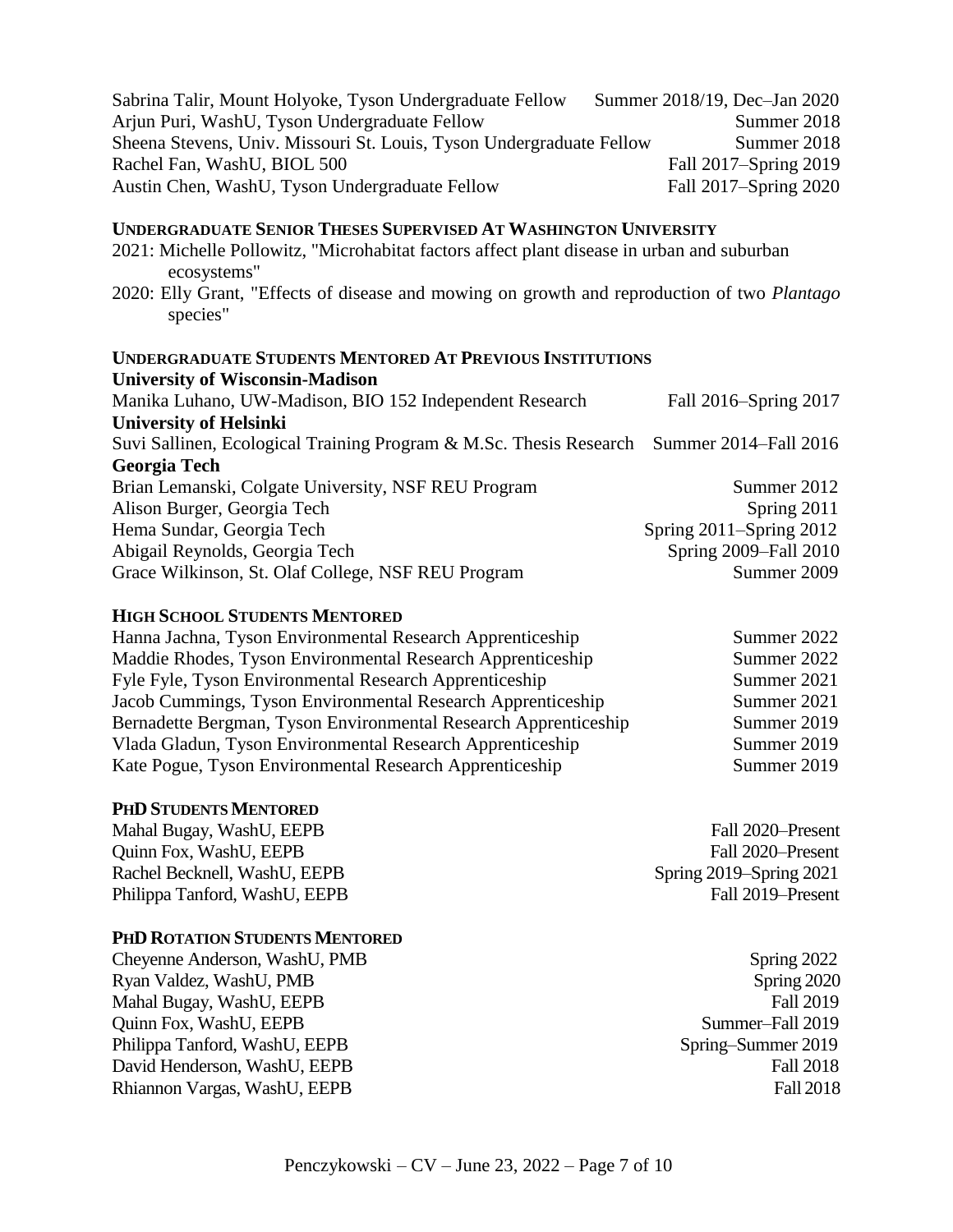| | |
|---|---|
| Sabrina Talir, Mount Holyoke, Tyson Undergraduate Fellow | Summer 2018/19, Dec–Jan 2020 |
| Arjun Puri, WashU, Tyson Undergraduate Fellow | Summer 2018 |
| Sheena Stevens, Univ. Missouri St. Louis, Tyson Undergraduate Fellow | Summer 2018 |
| Rachel Fan, WashU, BIOL 500 | Fall 2017–Spring 2019 |
| Austin Chen, WashU, Tyson Undergraduate Fellow | Fall 2017–Spring 2020 |

### Undergraduate Senior Theses Supervised At Washington University

2021: Michelle Pollowitz, "Microhabitat factors affect plant disease in urban and suburban ecosystems"

2020: Elly Grant, "Effects of disease and mowing on growth and reproduction of two *Plantago* species"

### Undergraduate Students Mentored At Previous Institutions

**University of Wisconsin-Madison**

| | |
|---|---|
| Manika Luhano, UW-Madison, BIO 152 Independent Research | Fall 2016–Spring 2017 |

**University of Helsinki**

| | |
|---|---|
| Suvi Sallinen, Ecological Training Program & M.Sc. Thesis Research | Summer 2014–Fall 2016 |

**Georgia Tech**

| | |
|---|---|
| Brian Lemanski, Colgate University, NSF REU Program | Summer 2012 |
| Alison Burger, Georgia Tech | Spring 2011 |
| Hema Sundar, Georgia Tech | Spring 2011–Spring 2012 |
| Abigail Reynolds, Georgia Tech | Spring 2009–Fall 2010 |
| Grace Wilkinson, St. Olaf College, NSF REU Program | Summer 2009 |

### High School Students Mentored

| | |
|---|---|
| Hanna Jachna, Tyson Environmental Research Apprenticeship | Summer 2022 |
| Maddie Rhodes, Tyson Environmental Research Apprenticeship | Summer 2022 |
| Fyle Fyle, Tyson Environmental Research Apprenticeship | Summer 2021 |
| Jacob Cummings, Tyson Environmental Research Apprenticeship | Summer 2021 |
| Bernadette Bergman, Tyson Environmental Research Apprenticeship | Summer 2019 |
| Vlada Gladun, Tyson Environmental Research Apprenticeship | Summer 2019 |
| Kate Pogue, Tyson Environmental Research Apprenticeship | Summer 2019 |

### PhD Students Mentored

| | |
|---|---|
| Mahal Bugay, WashU, EEPB | Fall 2020–Present |
| Quinn Fox, WashU, EEPB | Fall 2020–Present |
| Rachel Becknell, WashU, EEPB | Spring 2019–Spring 2021 |
| Philippa Tanford, WashU, EEPB | Fall 2019–Present |

### PhD Rotation Students Mentored

| | |
|---|---|
| Cheyenne Anderson, WashU, PMB | Spring 2022 |
| Ryan Valdez, WashU, PMB | Spring 2020 |
| Mahal Bugay, WashU, EEPB | Fall 2019 |
| Quinn Fox, WashU, EEPB | Summer–Fall 2019 |
| Philippa Tanford, WashU, EEPB | Spring–Summer 2019 |
| David Henderson, WashU, EEPB | Fall 2018 |
| Rhiannon Vargas, WashU, EEPB | Fall 2018 |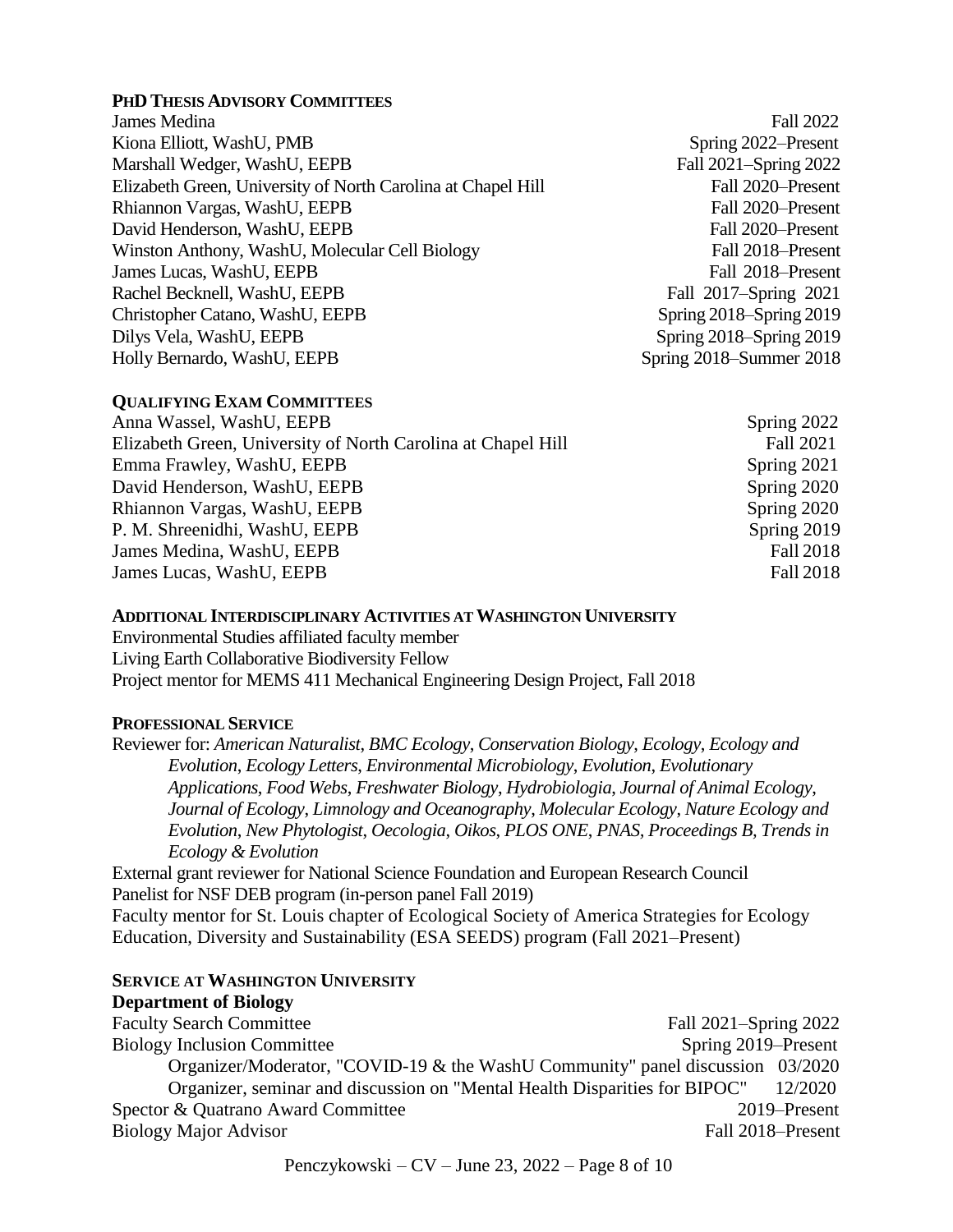## PhD Thesis Advisory Committees

James Medina — Fall 2022
Kiona Elliott, WashU, PMB — Spring 2022–Present
Marshall Wedger, WashU, EEPB — Fall 2021–Spring 2022
Elizabeth Green, University of North Carolina at Chapel Hill — Fall 2020–Present
Rhiannon Vargas, WashU, EEPB — Fall 2020–Present
David Henderson, WashU, EEPB — Fall 2020–Present
Winston Anthony, WashU, Molecular Cell Biology — Fall 2018–Present
James Lucas, WashU, EEPB — Fall 2018–Present
Rachel Becknell, WashU, EEPB — Fall 2017–Spring 2021
Christopher Catano, WashU, EEPB — Spring 2018–Spring 2019
Dilys Vela, WashU, EEPB — Spring 2018–Spring 2019
Holly Bernardo, WashU, EEPB — Spring 2018–Summer 2018

## Qualifying Exam Committees

Anna Wassel, WashU, EEPB — Spring 2022
Elizabeth Green, University of North Carolina at Chapel Hill — Fall 2021
Emma Frawley, WashU, EEPB — Spring 2021
David Henderson, WashU, EEPB — Spring 2020
Rhiannon Vargas, WashU, EEPB — Spring 2020
P. M. Shreenidhi, WashU, EEPB — Spring 2019
James Medina, WashU, EEPB — Fall 2018
James Lucas, WashU, EEPB — Fall 2018

## Additional Interdisciplinary Activities at Washington University

Environmental Studies affiliated faculty member
Living Earth Collaborative Biodiversity Fellow
Project mentor for MEMS 411 Mechanical Engineering Design Project, Fall 2018

## Professional Service

Reviewer for: *American Naturalist*, *BMC Ecology*, *Conservation Biology*, *Ecology*, *Ecology and Evolution*, *Ecology Letters*, *Environmental Microbiology*, *Evolution*, *Evolutionary Applications*, *Food Webs*, *Freshwater Biology*, *Hydrobiologia*, *Journal of Animal Ecology*, *Journal of Ecology*, *Limnology and Oceanography*, *Molecular Ecology*, *Nature Ecology and Evolution*, *New Phytologist*, *Oecologia*, *Oikos*, *PLOS ONE*, *PNAS*, *Proceedings B*, *Trends in Ecology & Evolution*

External grant reviewer for National Science Foundation and European Research Council
Panelist for NSF DEB program (in-person panel Fall 2019)
Faculty mentor for St. Louis chapter of Ecological Society of America Strategies for Ecology Education, Diversity and Sustainability (ESA SEEDS) program (Fall 2021–Present)

## Service at Washington University

### Department of Biology

Faculty Search Committee — Fall 2021–Spring 2022
Biology Inclusion Committee — Spring 2019–Present
- Organizer/Moderator, "COVID-19 & the WashU Community" panel discussion — 03/2020
- Organizer, seminar and discussion on "Mental Health Disparities for BIPOC" — 12/2020

Spector & Quatrano Award Committee — 2019–Present
Biology Major Advisor — Fall 2018–Present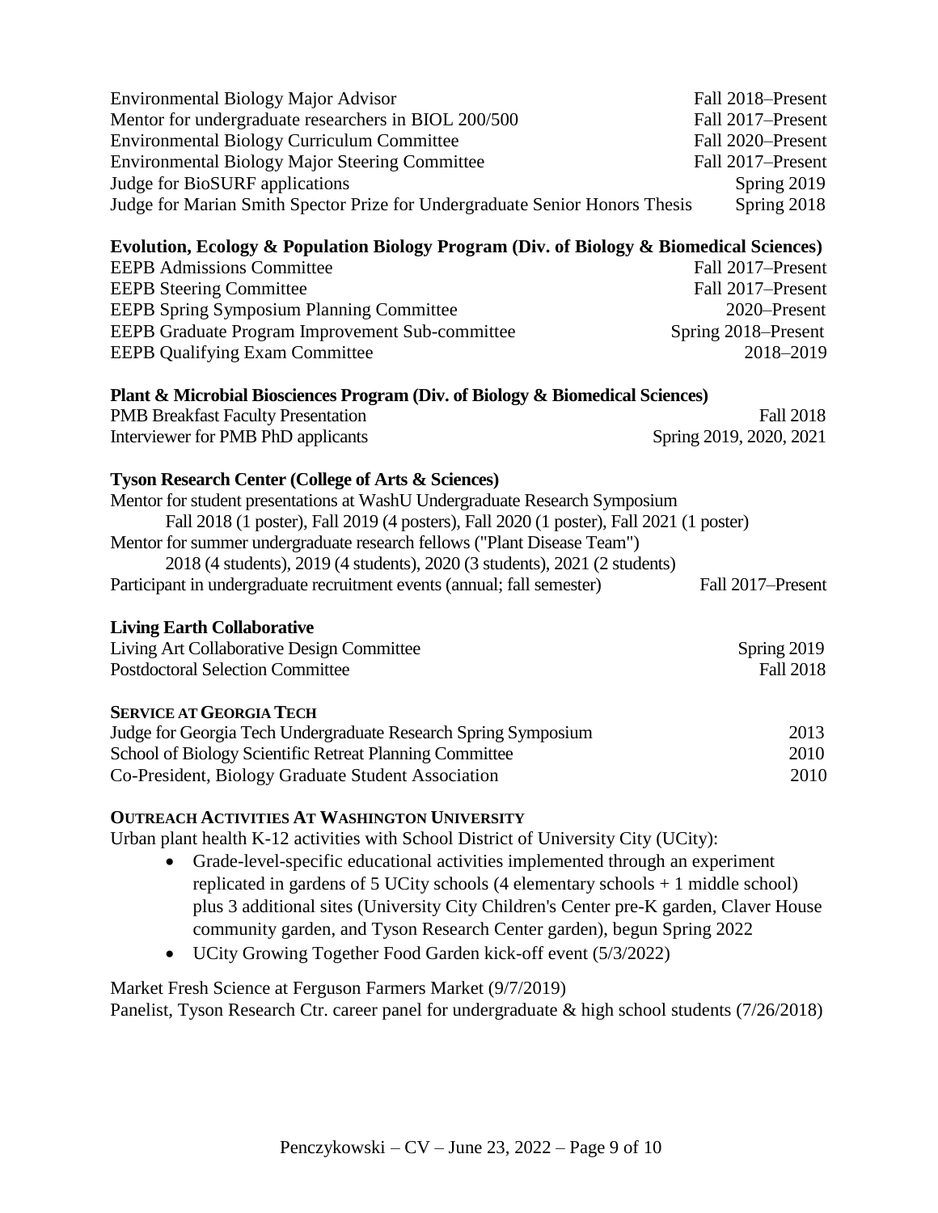Environmental Biology Major Advisor — Fall 2018–Present
Mentor for undergraduate researchers in BIOL 200/500 — Fall 2017–Present
Environmental Biology Curriculum Committee — Fall 2020–Present
Environmental Biology Major Steering Committee — Fall 2017–Present
Judge for BioSURF applications — Spring 2019
Judge for Marian Smith Spector Prize for Undergraduate Senior Honors Thesis — Spring 2018

**Evolution, Ecology & Population Biology Program (Div. of Biology & Biomedical Sciences)**

EEPB Admissions Committee — Fall 2017–Present
EEPB Steering Committee — Fall 2017–Present
EEPB Spring Symposium Planning Committee — 2020–Present
EEPB Graduate Program Improvement Sub-committee — Spring 2018–Present
EEPB Qualifying Exam Committee — 2018–2019

**Plant & Microbial Biosciences Program (Div. of Biology & Biomedical Sciences)**

PMB Breakfast Faculty Presentation — Fall 2018
Interviewer for PMB PhD applicants — Spring 2019, 2020, 2021

**Tyson Research Center (College of Arts & Sciences)**

Mentor for student presentations at WashU Undergraduate Research Symposium
Fall 2018 (1 poster), Fall 2019 (4 posters), Fall 2020 (1 poster), Fall 2021 (1 poster)
Mentor for summer undergraduate research fellows ("Plant Disease Team")
2018 (4 students), 2019 (4 students), 2020 (3 students), 2021 (2 students)
Participant in undergraduate recruitment events (annual; fall semester) — Fall 2017–Present

**Living Earth Collaborative**

Living Art Collaborative Design Committee — Spring 2019
Postdoctoral Selection Committee — Fall 2018

**SERVICE AT GEORGIA TECH**

Judge for Georgia Tech Undergraduate Research Spring Symposium — 2013
School of Biology Scientific Retreat Planning Committee — 2010
Co-President, Biology Graduate Student Association — 2010

**OUTREACH ACTIVITIES AT WASHINGTON UNIVERSITY**

Urban plant health K-12 activities with School District of University City (UCity):

- Grade-level-specific educational activities implemented through an experiment replicated in gardens of 5 UCity schools (4 elementary schools + 1 middle school) plus 3 additional sites (University City Children's Center pre-K garden, Claver House community garden, and Tyson Research Center garden), begun Spring 2022
- UCity Growing Together Food Garden kick-off event (5/3/2022)

Market Fresh Science at Ferguson Farmers Market (9/7/2019)
Panelist, Tyson Research Ctr. career panel for undergraduate & high school students (7/26/2018)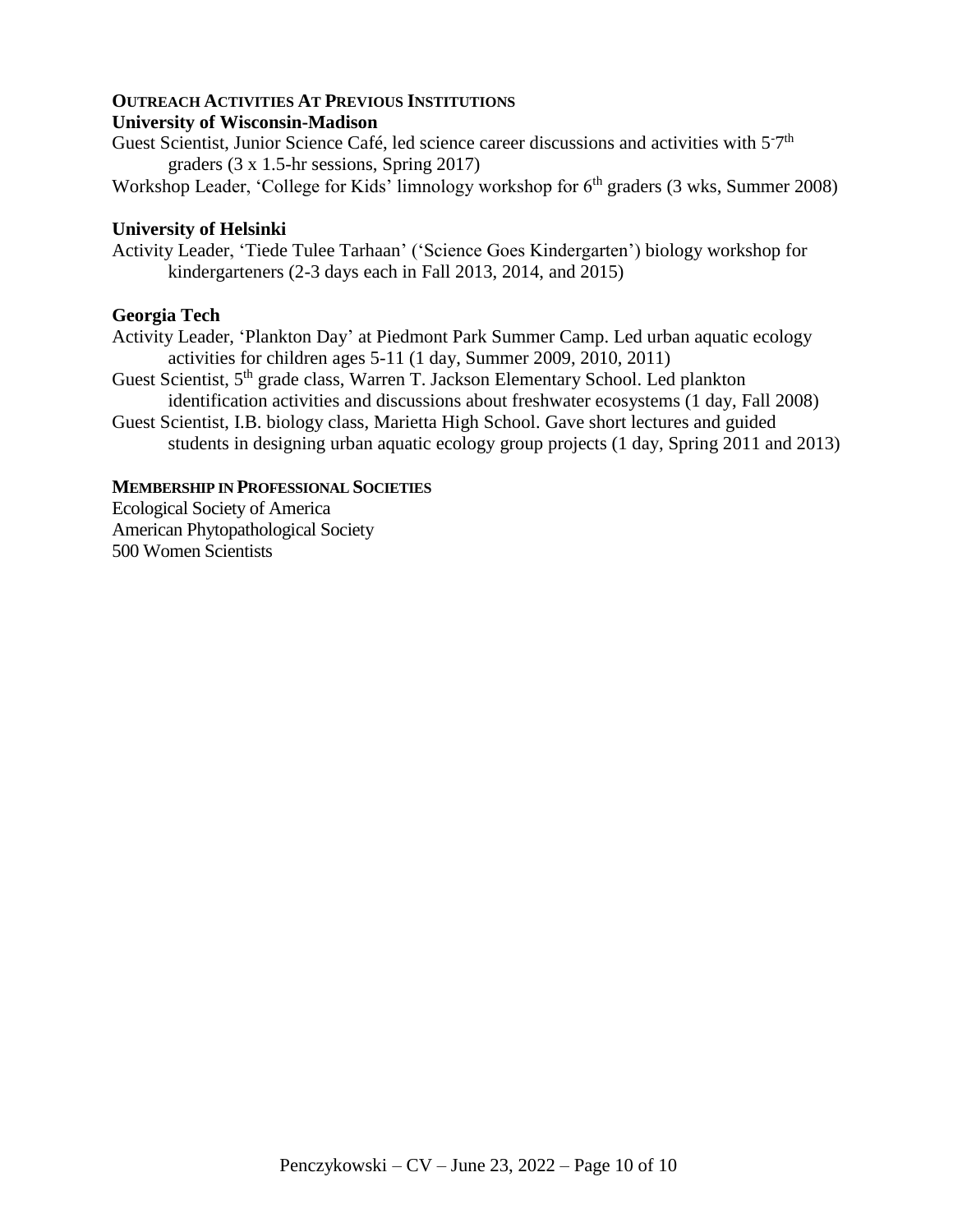## OUTREACH ACTIVITIES AT PREVIOUS INSTITUTIONS

### University of Wisconsin-Madison

Guest Scientist, Junior Science Café, led science career discussions and activities with 5-7th graders (3 x 1.5-hr sessions, Spring 2017)

Workshop Leader, 'College for Kids' limnology workshop for 6th graders (3 wks, Summer 2008)

### University of Helsinki

Activity Leader, 'Tiede Tulee Tarhaan' ('Science Goes Kindergarten') biology workshop for kindergarteners (2-3 days each in Fall 2013, 2014, and 2015)

### Georgia Tech

Activity Leader, 'Plankton Day' at Piedmont Park Summer Camp. Led urban aquatic ecology activities for children ages 5-11 (1 day, Summer 2009, 2010, 2011)

Guest Scientist, 5th grade class, Warren T. Jackson Elementary School. Led plankton identification activities and discussions about freshwater ecosystems (1 day, Fall 2008)

Guest Scientist, I.B. biology class, Marietta High School. Gave short lectures and guided students in designing urban aquatic ecology group projects (1 day, Spring 2011 and 2013)

## MEMBERSHIP IN PROFESSIONAL SOCIETIES

Ecological Society of America
American Phytopathological Society
500 Women Scientists